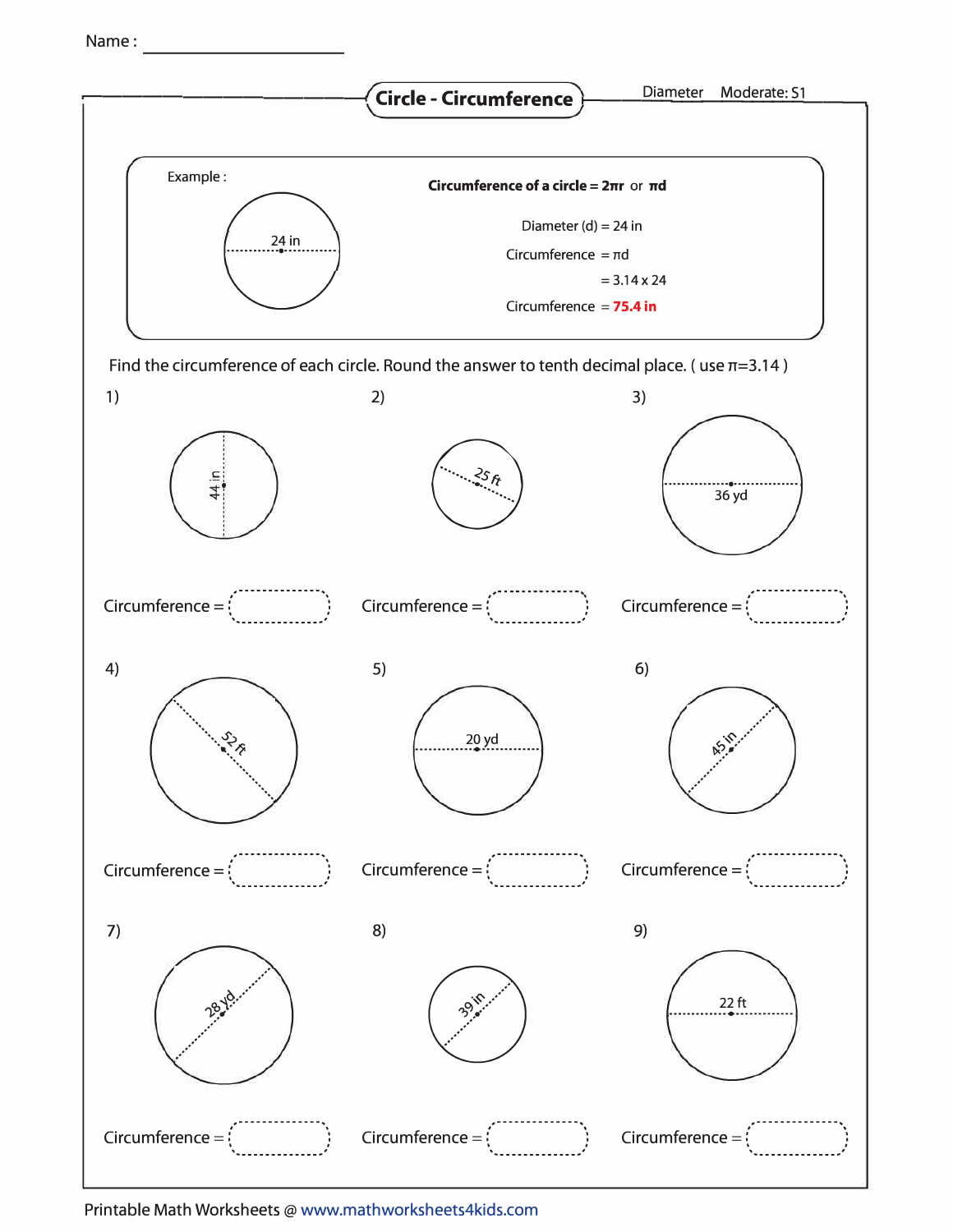Name : ____________________

# Circle - Circumference

Diameter Moderate: S1

Example :

24 in

**Circumference of a circle = $2\pi r$ or $\pi d$**

Diameter (d) = 24 in

Circumference $= \pi d$

$= 3.14 \times 24$

Circumference = **75.4 in**

Find the circumference of each circle. Round the answer to tenth decimal place. ( use $\pi$=3.14 )

1) 44 in

Circumference = 

2) 25 ft

Circumference = 

3) 36 yd

Circumference = 

4) 52 ft

Circumference = 

5) 20 yd

Circumference = 

6) 45 in

Circumference = 

7) 28 yd

Circumference = 

8) 39 in

Circumference = 

9) 22 ft

Circumference = 

Printable Math Worksheets @ www.mathworksheets4kids.com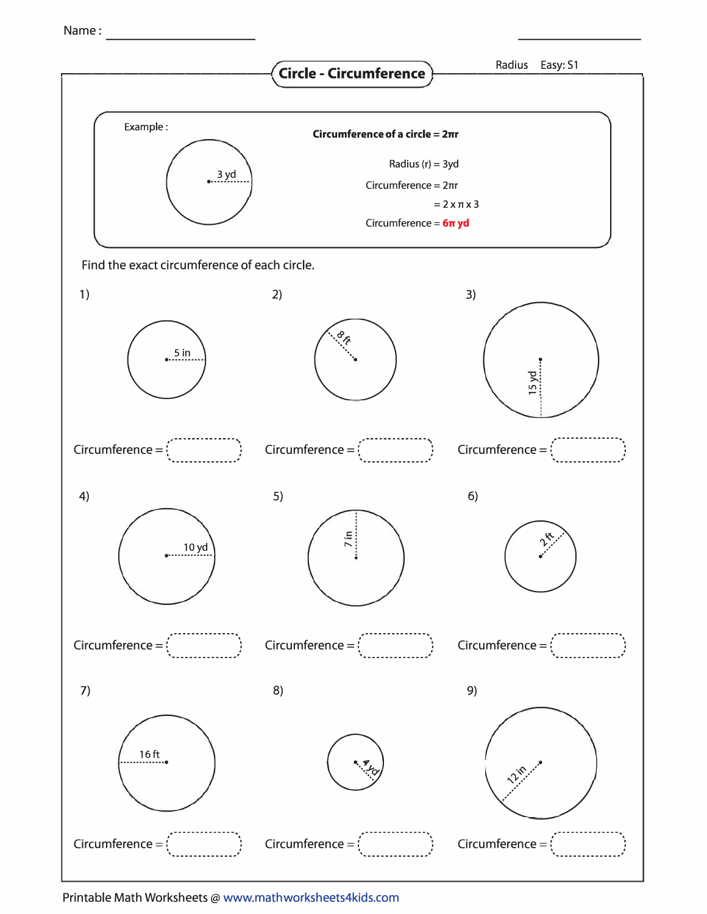Name : ____________________ ____________________

## Circle - Circumference

Radius Easy: S1

Example :

3 yd

**Circumference of a circle = $2\pi r$**

Radius (r) = 3yd

Circumference = $2\pi r$

= $2 \times \pi \times 3$

Circumference = **$6\pi$ yd**

Find the exact circumference of each circle.

1) 5 in

Circumference = 

2) 8 ft

Circumference = 

3) 15 yd

Circumference = 

4) 10 yd

Circumference = 

5) 7 in

Circumference = 

6) 2 ft

Circumference = 

7) 16 ft

Circumference = 

8) 4 yd

Circumference = 

9) 12 in

Circumference = 

Printable Math Worksheets @ www.mathworksheets4kids.com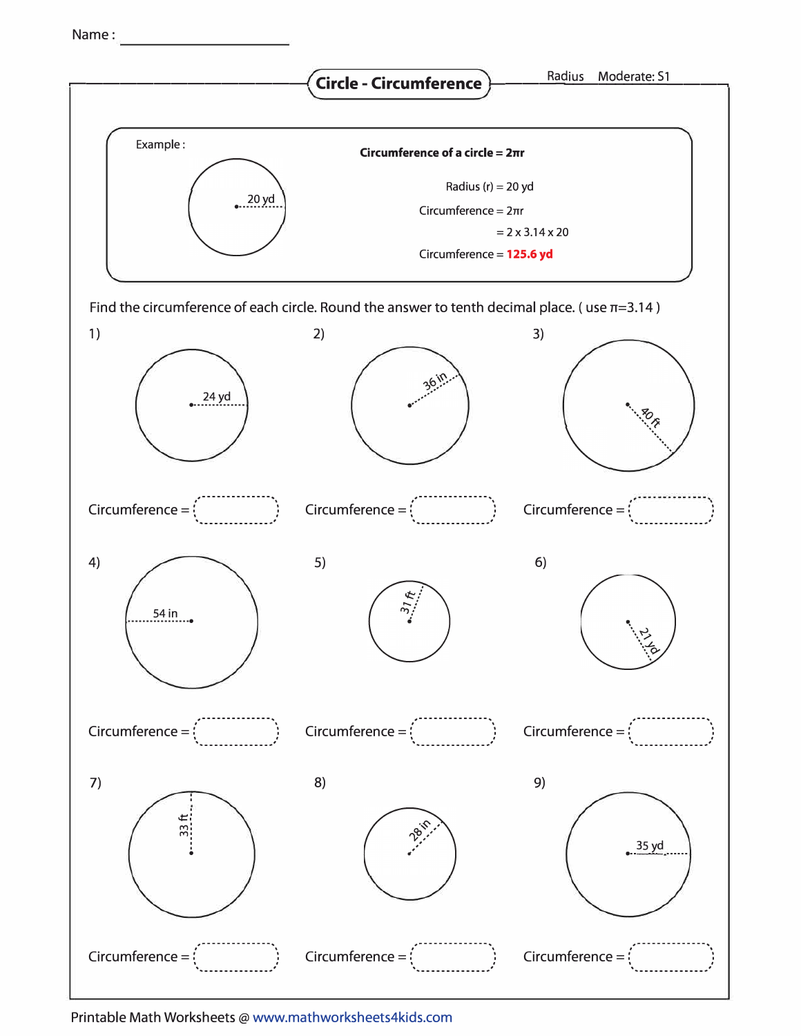Name : ____________________

# Circle - Circumference

Radius Moderate: S1

Example :

20 yd

**Circumference of a circle = $2\pi r$**

Radius (r) = 20 yd

Circumference = $2\pi r$

= 2 x 3.14 x 20

Circumference = **125.6 yd**

Find the circumference of each circle. Round the answer to tenth decimal place. ( use $\pi$=3.14 )

1) 24 yd

Circumference = 

2) 36 in

Circumference = 

3) 40 ft

Circumference = 

4) 54 in

Circumference = 

5) 31 ft

Circumference = 

6) 21 yd

Circumference = 

7) 33 ft

Circumference = 

8) 28 in

Circumference = 

9) 35 yd

Circumference = 

Printable Math Worksheets @ www.mathworksheets4kids.com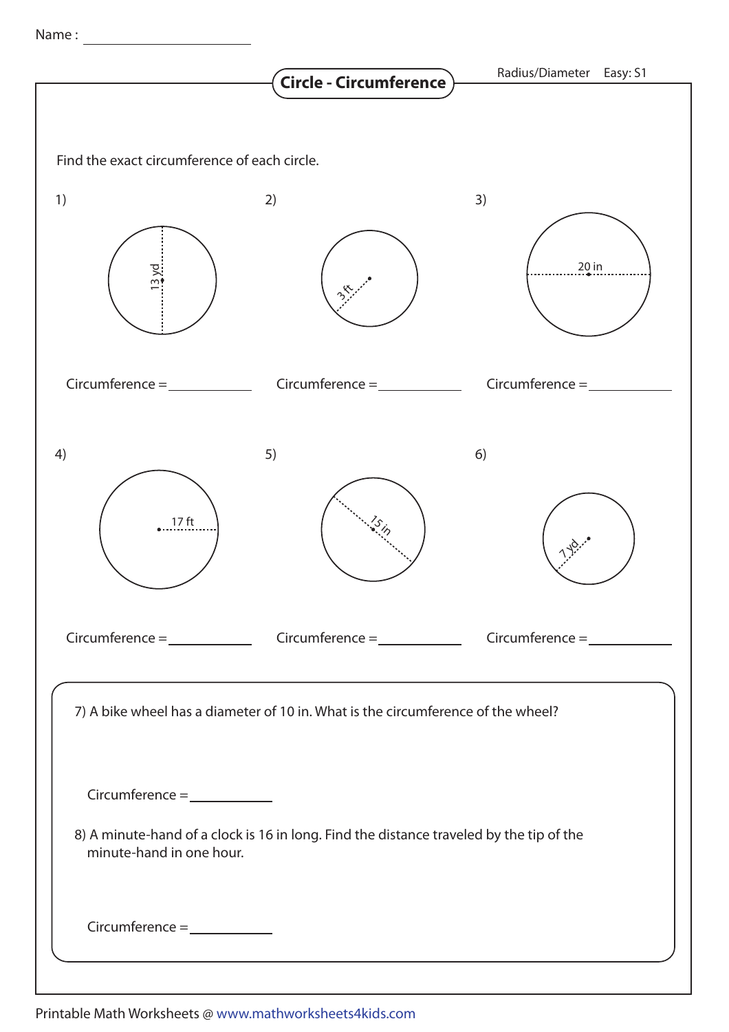Name : ____________________

## Circle - Circumference

Radius/Diameter Easy: S1

Find the exact circumference of each circle.

1) 13 yd

Circumference = ____________

2) 3 ft

Circumference = ____________

3) 20 in

Circumference = ____________

4) 17 ft

Circumference = ____________

5) 15 in

Circumference = ____________

6) 7 yd

Circumference = ____________

7) A bike wheel has a diameter of 10 in. What is the circumference of the wheel?

Circumference = ____________

8) A minute-hand of a clock is 16 in long. Find the distance traveled by the tip of the minute-hand in one hour.

Circumference = ____________

Printable Math Worksheets @ www.mathworksheets4kids.com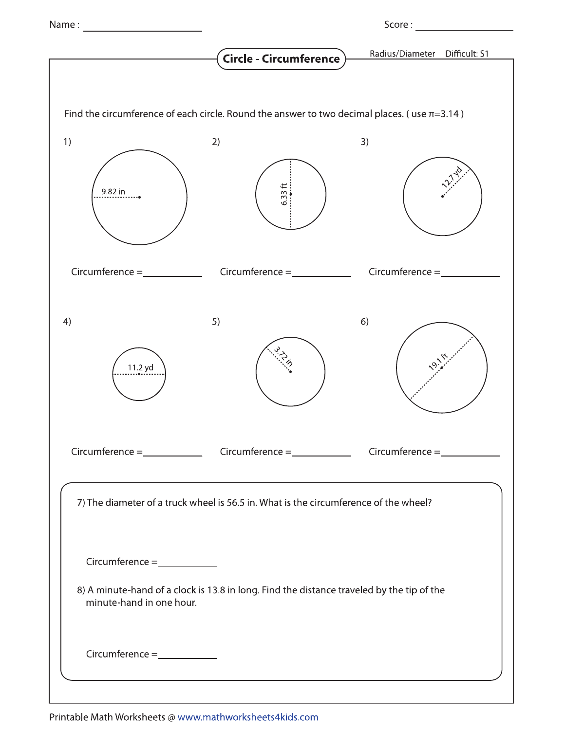Name : ____________ Score : ____________

# Circle - Circumference

Radius/Diameter Difficult: S1

Find the circumference of each circle. Round the answer to two decimal places. ( use $\pi$=3.14 )

1)

9.82 in

Circumference = ____________

2)

6.33 ft

Circumference = ____________

3)

12.7 yd

Circumference = ____________

4)

11.2 yd

Circumference = ____________

5)

3.72 in

Circumference = ____________

6)

19.1 ft

Circumference = ____________

7) The diameter of a truck wheel is 56.5 in. What is the circumference of the wheel?

Circumference = ____________

8) A minute-hand of a clock is 13.8 in long. Find the distance traveled by the tip of the minute-hand in one hour.

Circumference = ____________

Printable Math Worksheets @ www.mathworksheets4kids.com